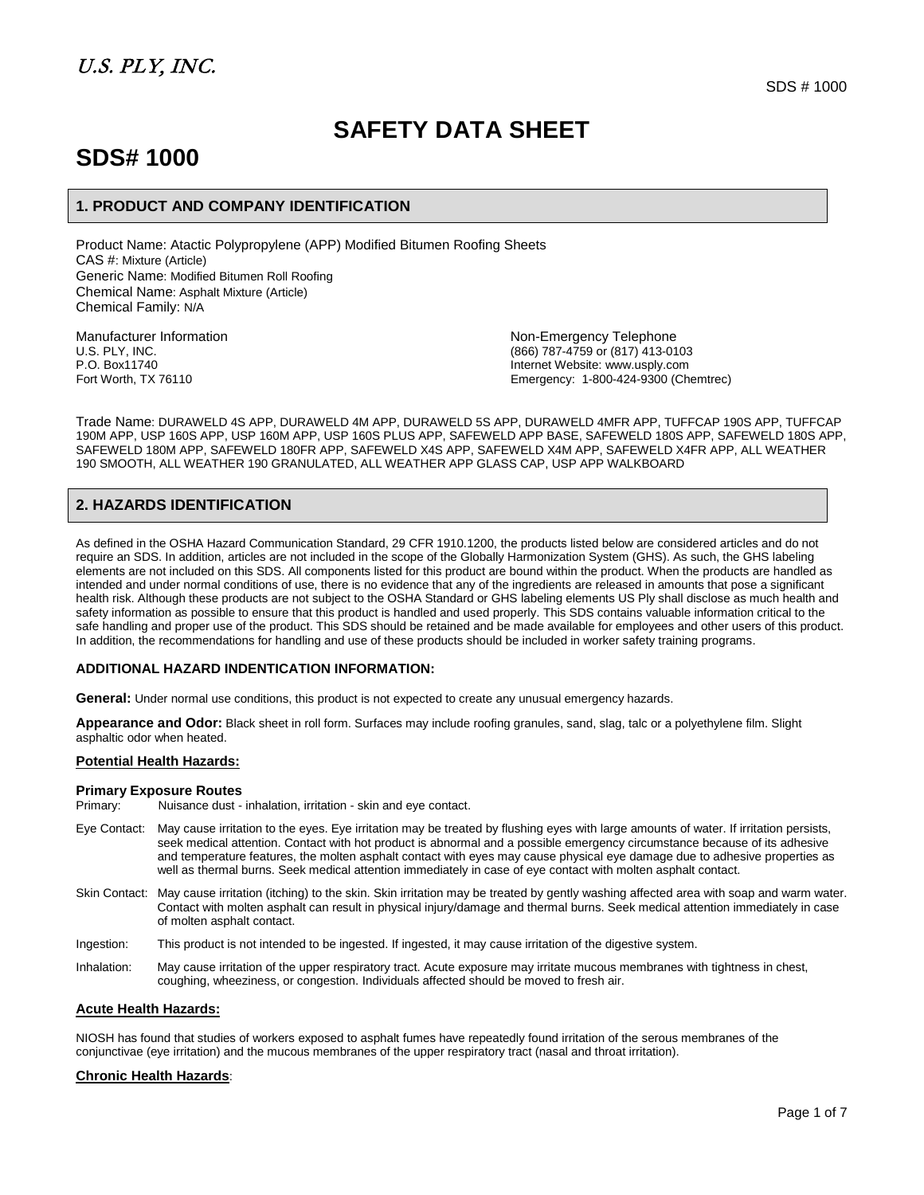# SAFETY DATA SHEET

# SDS# 1000

## 1. PRODUCT AND COMPANY IDENTIFICATION

Product Name: Atactic Polypropylene (APP) Modified Bitumen Roofing Sheets
CAS #: Mixture (Article)
Generic Name: Modified Bitumen Roll Roofing
Chemical Name: Asphalt Mixture (Article)
Chemical Family: N/A

Manufacturer Information
U.S. PLY, INC.
P.O. Box11740
Fort Worth, TX 76110

Non-Emergency Telephone
(866) 787-4759 or (817) 413-0103
Internet Website: www.usply.com
Emergency: 1-800-424-9300 (Chemtrec)

Trade Name: DURAWELD 4S APP, DURAWELD 4M APP, DURAWELD 5S APP, DURAWELD 4MFR APP, TUFFCAP 190S APP, TUFFCAP 190M APP, USP 160S APP, USP 160M APP, USP 160S PLUS APP, SAFEWELD APP BASE, SAFEWELD 180S APP, SAFEWELD 180S APP, SAFEWELD 180M APP, SAFEWELD 180FR APP, SAFEWELD X4S APP, SAFEWELD X4M APP, SAFEWELD X4FR APP, ALL WEATHER 190 SMOOTH, ALL WEATHER 190 GRANULATED, ALL WEATHER APP GLASS CAP, USP APP WALKBOARD

## 2. HAZARDS IDENTIFICATION

As defined in the OSHA Hazard Communication Standard, 29 CFR 1910.1200, the products listed below are considered articles and do not require an SDS. In addition, articles are not included in the scope of the Globally Harmonization System (GHS). As such, the GHS labeling elements are not included on this SDS. All components listed for this product are bound within the product. When the products are handled as intended and under normal conditions of use, there is no evidence that any of the ingredients are released in amounts that pose a significant health risk. Although these products are not subject to the OSHA Standard or GHS labeling elements US Ply shall disclose as much health and safety information as possible to ensure that this product is handled and used properly. This SDS contains valuable information critical to the safe handling and proper use of the product. This SDS should be retained and be made available for employees and other users of this product. In addition, the recommendations for handling and use of these products should be included in worker safety training programs.

### ADDITIONAL HAZARD INDENTICATION INFORMATION:

**General:** Under normal use conditions, this product is not expected to create any unusual emergency hazards.

**Appearance and Odor:** Black sheet in roll form. Surfaces may include roofing granules, sand, slag, talc or a polyethylene film. Slight asphaltic odor when heated.

**Potential Health Hazards:**

**Primary Exposure Routes**
Primary: Nuisance dust - inhalation, irritation - skin and eye contact.

Eye Contact: May cause irritation to the eyes. Eye irritation may be treated by flushing eyes with large amounts of water. If irritation persists, seek medical attention. Contact with hot product is abnormal and a possible emergency circumstance because of its adhesive and temperature features, the molten asphalt contact with eyes may cause physical eye damage due to adhesive properties as well as thermal burns. Seek medical attention immediately in case of eye contact with molten asphalt contact.

Skin Contact: May cause irritation (itching) to the skin. Skin irritation may be treated by gently washing affected area with soap and warm water. Contact with molten asphalt can result in physical injury/damage and thermal burns. Seek medical attention immediately in case of molten asphalt contact.

Ingestion: This product is not intended to be ingested. If ingested, it may cause irritation of the digestive system.

Inhalation: May cause irritation of the upper respiratory tract. Acute exposure may irritate mucous membranes with tightness in chest, coughing, wheeziness, or congestion. Individuals affected should be moved to fresh air.

**Acute Health Hazards:**

NIOSH has found that studies of workers exposed to asphalt fumes have repeatedly found irritation of the serous membranes of the conjunctivae (eye irritation) and the mucous membranes of the upper respiratory tract (nasal and throat irritation).

**Chronic Health Hazards**: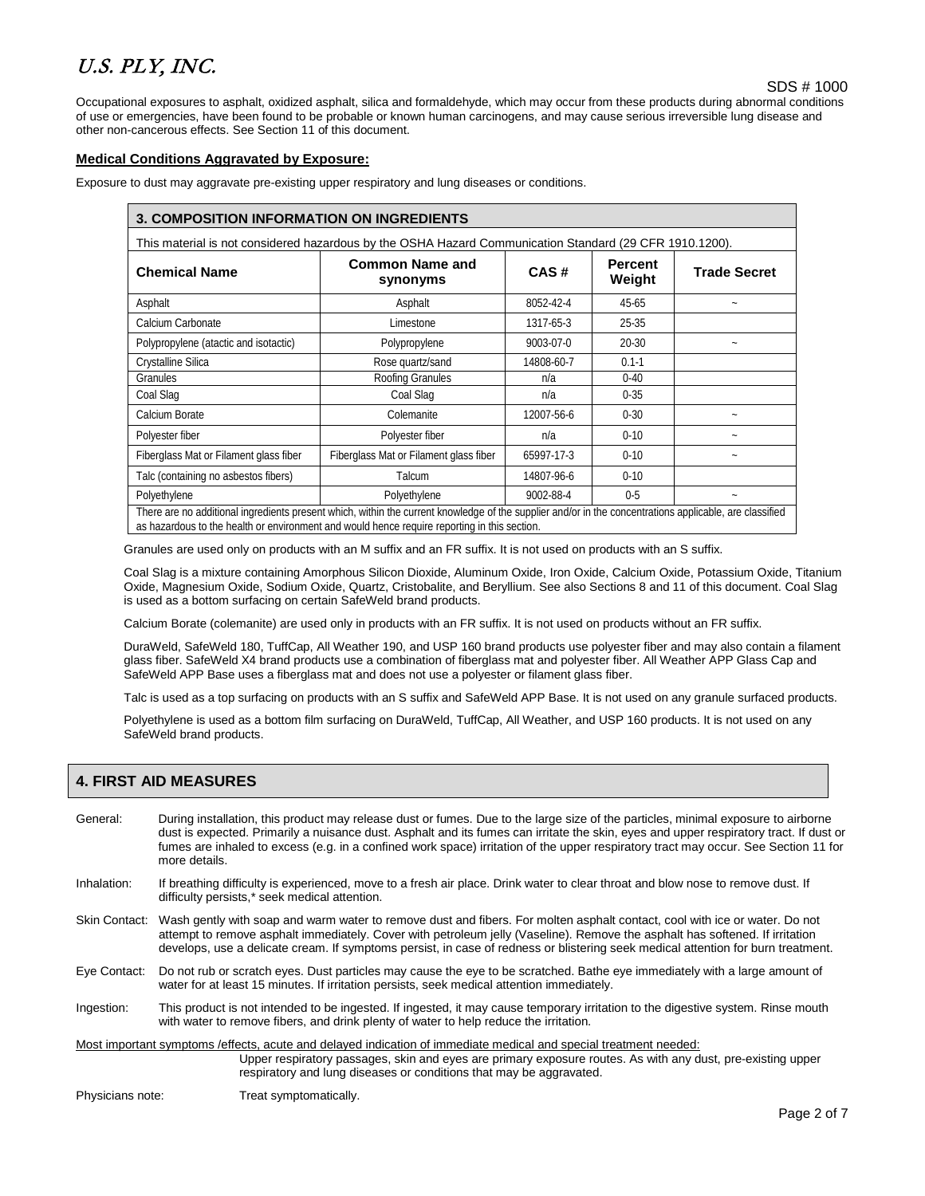Occupational exposures to asphalt, oxidized asphalt, silica and formaldehyde, which may occur from these products during abnormal conditions of use or emergencies, have been found to be probable or known human carcinogens, and may cause serious irreversible lung disease and other non-cancerous effects. See Section 11 of this document.

**Medical Conditions Aggravated by Exposure:**

Exposure to dust may aggravate pre-existing upper respiratory and lung diseases or conditions.

## 3. COMPOSITION INFORMATION ON INGREDIENTS

This material is not considered hazardous by the OSHA Hazard Communication Standard (29 CFR 1910.1200).

| Chemical Name | Common Name and synonyms | CAS # | Percent Weight | Trade Secret |
|---|---|---|---|---|
| Asphalt | Asphalt | 8052-42-4 | 45-65 | ~ |
| Calcium Carbonate | Limestone | 1317-65-3 | 25-35 | |
| Polypropylene (atactic and isotactic) | Polypropylene | 9003-07-0 | 20-30 | ~ |
| Crystalline Silica | Rose quartz/sand | 14808-60-7 | 0.1-1 | |
| Granules | Roofing Granules | n/a | 0-40 | |
| Coal Slag | Coal Slag | n/a | 0-35 | |
| Calcium Borate | Colemanite | 12007-56-6 | 0-30 | ~ |
| Polyester fiber | Polyester fiber | n/a | 0-10 | ~ |
| Fiberglass Mat or Filament glass fiber | Fiberglass Mat or Filament glass fiber | 65997-17-3 | 0-10 | ~ |
| Talc (containing no asbestos fibers) | Talcum | 14807-96-6 | 0-10 | |
| Polyethylene | Polyethylene | 9002-88-4 | 0-5 | ~ |

There are no additional ingredients present which, within the current knowledge of the supplier and/or in the concentrations applicable, are classified as hazardous to the health or environment and would hence require reporting in this section.

Granules are used only on products with an M suffix and an FR suffix. It is not used on products with an S suffix.

Coal Slag is a mixture containing Amorphous Silicon Dioxide, Aluminum Oxide, Iron Oxide, Calcium Oxide, Potassium Oxide, Titanium Oxide, Magnesium Oxide, Sodium Oxide, Quartz, Cristobalite, and Beryllium. See also Sections 8 and 11 of this document. Coal Slag is used as a bottom surfacing on certain SafeWeld brand products.

Calcium Borate (colemanite) are used only in products with an FR suffix. It is not used on products without an FR suffix.

DuraWeld, SafeWeld 180, TuffCap, All Weather 190, and USP 160 brand products use polyester fiber and may also contain a filament glass fiber. SafeWeld X4 brand products use a combination of fiberglass mat and polyester fiber. All Weather APP Glass Cap and SafeWeld APP Base uses a fiberglass mat and does not use a polyester or filament glass fiber.

Talc is used as a top surfacing on products with an S suffix and SafeWeld APP Base. It is not used on any granule surfaced products.

Polyethylene is used as a bottom film surfacing on DuraWeld, TuffCap, All Weather, and USP 160 products. It is not used on any SafeWeld brand products.

## 4. FIRST AID MEASURES

General: During installation, this product may release dust or fumes. Due to the large size of the particles, minimal exposure to airborne dust is expected. Primarily a nuisance dust. Asphalt and its fumes can irritate the skin, eyes and upper respiratory tract. If dust or fumes are inhaled to excess (e.g. in a confined work space) irritation of the upper respiratory tract may occur. See Section 11 for more details.

Inhalation: If breathing difficulty is experienced, move to a fresh air place. Drink water to clear throat and blow nose to remove dust. If difficulty persists,* seek medical attention.

Skin Contact: Wash gently with soap and warm water to remove dust and fibers. For molten asphalt contact, cool with ice or water. Do not attempt to remove asphalt immediately. Cover with petroleum jelly (Vaseline). Remove the asphalt has softened. If irritation develops, use a delicate cream. If symptoms persist, in case of redness or blistering seek medical attention for burn treatment.

Eye Contact: Do not rub or scratch eyes. Dust particles may cause the eye to be scratched. Bathe eye immediately with a large amount of water for at least 15 minutes. If irritation persists, seek medical attention immediately.

Ingestion: This product is not intended to be ingested. If ingested, it may cause temporary irritation to the digestive system. Rinse mouth with water to remove fibers, and drink plenty of water to help reduce the irritation.

Most important symptoms /effects, acute and delayed indication of immediate medical and special treatment needed:

Upper respiratory passages, skin and eyes are primary exposure routes. As with any dust, pre-existing upper respiratory and lung diseases or conditions that may be aggravated.

Physicians note: Treat symptomatically.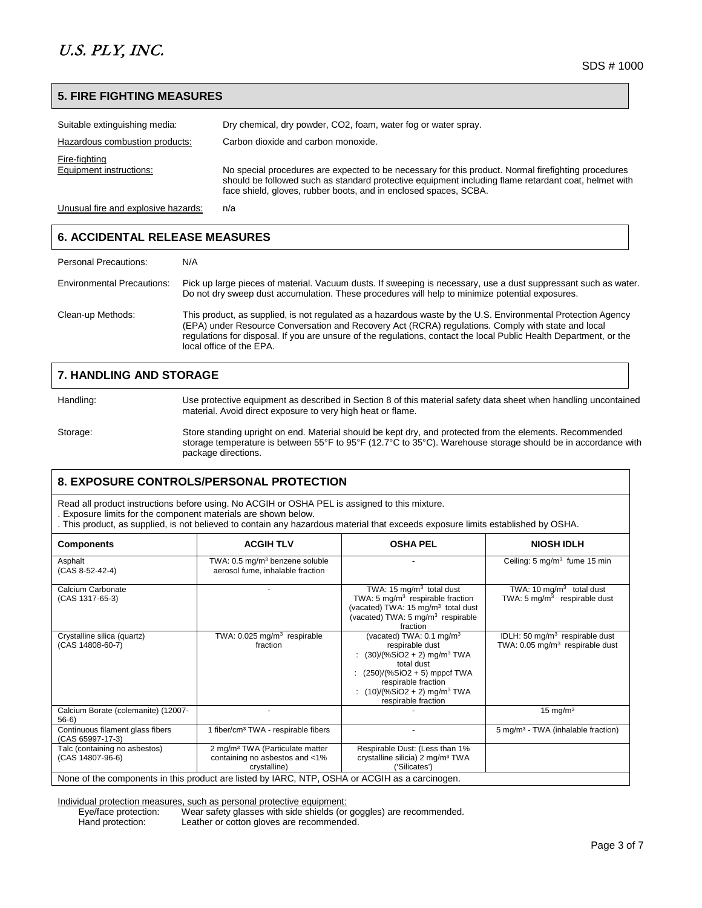## 5. FIRE FIGHTING MEASURES

Suitable extinguishing media: Dry chemical, dry powder, $CO_2$, foam, water fog or water spray.

Hazardous combustion products: Carbon dioxide and carbon monoxide.

Fire-fighting Equipment instructions: No special procedures are expected to be necessary for this product. Normal firefighting procedures should be followed such as standard protective equipment including flame retardant coat, helmet with face shield, gloves, rubber boots, and in enclosed spaces, SCBA.

Unusual fire and explosive hazards: n/a

## 6. ACCIDENTAL RELEASE MEASURES

Personal Precautions: N/A

Environmental Precautions: Pick up large pieces of material. Vacuum dusts. If sweeping is necessary, use a dust suppressant such as water. Do not dry sweep dust accumulation. These procedures will help to minimize potential exposures.

Clean-up Methods: This product, as supplied, is not regulated as a hazardous waste by the U.S. Environmental Protection Agency (EPA) under Resource Conversation and Recovery Act (RCRA) regulations. Comply with state and local regulations for disposal. If you are unsure of the regulations, contact the local Public Health Department, or the local office of the EPA.

## 7. HANDLING AND STORAGE

Handling: Use protective equipment as described in Section 8 of this material safety data sheet when handling uncontained material. Avoid direct exposure to very high heat or flame.

Storage: Store standing upright on end. Material should be kept dry, and protected from the elements. Recommended storage temperature is between 55°F to 95°F (12.7°C to 35°C). Warehouse storage should be in accordance with package directions.

## 8. EXPOSURE CONTROLS/PERSONAL PROTECTION

Read all product instructions before using. No ACGIH or OSHA PEL is assigned to this mixture.
. Exposure limits for the component materials are shown below.
. This product, as supplied, is not believed to contain any hazardous material that exceeds exposure limits established by OSHA.

| Components | ACGIH TLV | OSHA PEL | NIOSH IDLH |
|---|---|---|---|
| Asphalt (CAS 8-52-42-4) | TWA: 0.5 mg/m³ benzene soluble aerosol fume, inhalable fraction | - | Ceiling: 5 mg/m³ fume 15 min |
| Calcium Carbonate (CAS 1317-65-3) | - | TWA: 15 mg/m³ total dust<br>TWA: 5 mg/m³ respirable fraction<br>(vacated) TWA: 15 mg/m³ total dust<br>(vacated) TWA: 5 mg/m³ respirable fraction | TWA: 10 mg/m³ total dust<br>TWA: 5 mg/m³ respirable dust |
| Crystalline silica (quartz) (CAS 14808-60-7) | TWA: 0.025 mg/m³ respirable fraction | (vacated) TWA: 0.1 mg/m³ respirable dust<br>: (30)/(%SiO2 + 2) mg/m³ TWA total dust<br>: (250)/(%SiO2 + 5) mppcf TWA respirable fraction<br>: (10)/(%SiO2 + 2) mg/m³ TWA respirable fraction | IDLH: 50 mg/m³ respirable dust<br>TWA: 0.05 mg/m³ respirable dust |
| Calcium Borate (colemanite) (12007-56-6) | - | - | 15 mg/m³ |
| Continuous filament glass fibers (CAS 65997-17-3) | 1 fiber/cm³ TWA - respirable fibers | - | 5 mg/m³ - TWA (inhalable fraction) |
| Talc (containing no asbestos) (CAS 14807-96-6) | 2 mg/m³ TWA (Particulate matter containing no asbestos and <1% crystalline) | Respirable Dust: (Less than 1% crystalline silicia) 2 mg/m³ TWA ('Silicates') | |
| None of the components in this product are listed by IARC, NTP, OSHA or ACGIH as a carcinogen. | | | |

Individual protection measures, such as personal protective equipment:

Eye/face protection: Wear safety glasses with side shields (or goggles) are recommended.
Hand protection: Leather or cotton gloves are recommended.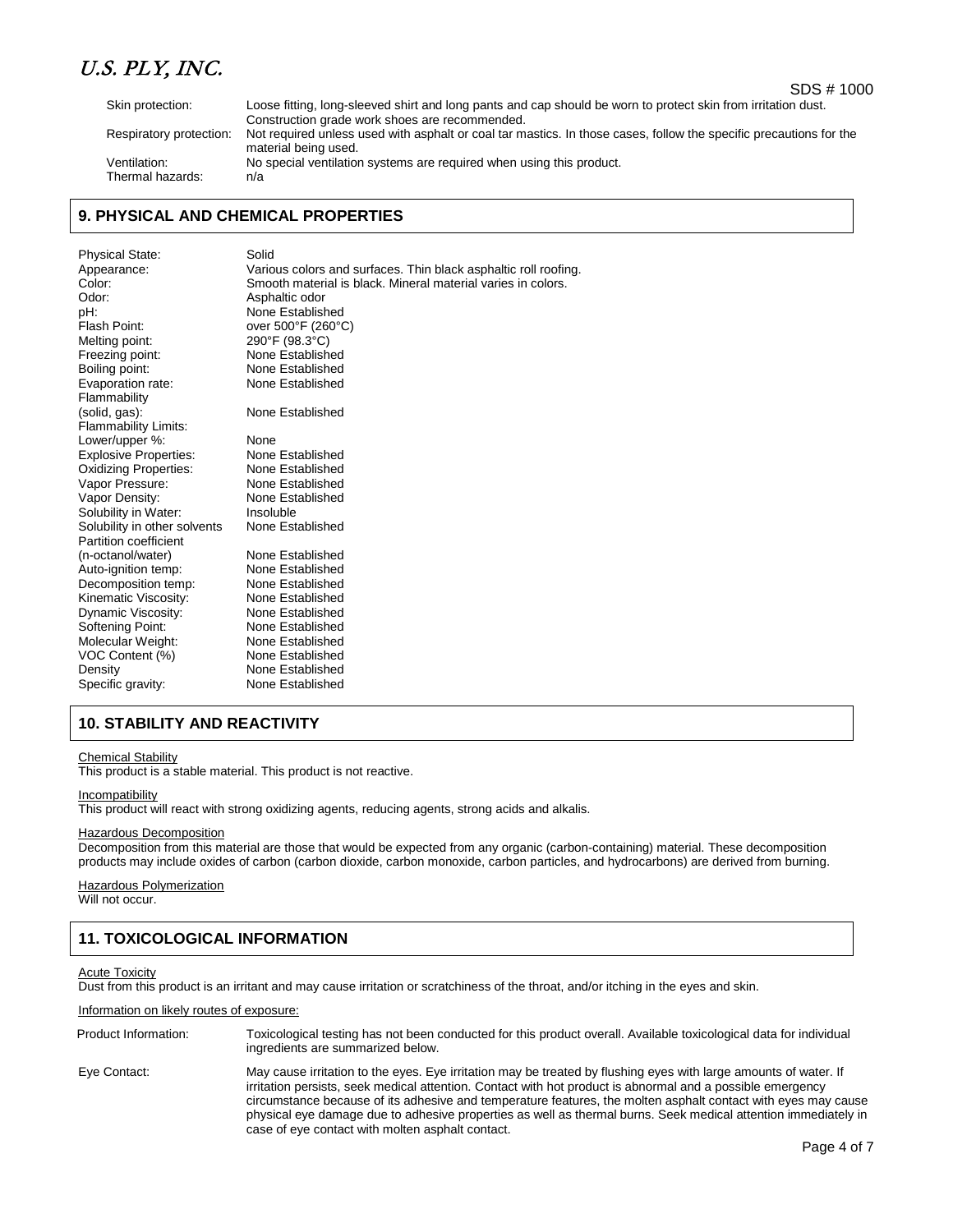| | |
|---|---|
| Skin protection: | Loose fitting, long-sleeved shirt and long pants and cap should be worn to protect skin from irritation dust. Construction grade work shoes are recommended. |
| Respiratory protection: | Not required unless used with asphalt or coal tar mastics. In those cases, follow the specific precautions for the material being used. |
| Ventilation: | No special ventilation systems are required when using this product. |
| Thermal hazards: | n/a |

## 9. PHYSICAL AND CHEMICAL PROPERTIES

| | |
|---|---|
| Physical State: | Solid |
| Appearance: | Various colors and surfaces. Thin black asphaltic roll roofing. |
| Color: | Smooth material is black. Mineral material varies in colors. |
| Odor: | Asphaltic odor |
| pH: | None Established |
| Flash Point: | over 500°F (260°C) |
| Melting point: | 290°F (98.3°C) |
| Freezing point: | None Established |
| Boiling point: | None Established |
| Evaporation rate: | None Established |
| Flammability (solid, gas): | None Established |
| Flammability Limits: Lower/upper %: | None |
| Explosive Properties: | None Established |
| Oxidizing Properties: | None Established |
| Vapor Pressure: | None Established |
| Vapor Density: | None Established |
| Solubility in Water: | Insoluble |
| Solubility in other solvents | None Established |
| Partition coefficient (n-octanol/water) | None Established |
| Auto-ignition temp: | None Established |
| Decomposition temp: | None Established |
| Kinematic Viscosity: | None Established |
| Dynamic Viscosity: | None Established |
| Softening Point: | None Established |
| Molecular Weight: | None Established |
| VOC Content (%) | None Established |
| Density | None Established |
| Specific gravity: | None Established |

## 10. STABILITY AND REACTIVITY

Chemical Stability
This product is a stable material. This product is not reactive.

Incompatibility
This product will react with strong oxidizing agents, reducing agents, strong acids and alkalis.

Hazardous Decomposition
Decomposition from this material are those that would be expected from any organic (carbon-containing) material. These decomposition products may include oxides of carbon (carbon dioxide, carbon monoxide, carbon particles, and hydrocarbons) are derived from burning.

Hazardous Polymerization
Will not occur.

## 11. TOXICOLOGICAL INFORMATION

Acute Toxicity
Dust from this product is an irritant and may cause irritation or scratchiness of the throat, and/or itching in the eyes and skin.

Information on likely routes of exposure:

| | |
|---|---|
| Product Information: | Toxicological testing has not been conducted for this product overall. Available toxicological data for individual ingredients are summarized below. |
| Eye Contact: | May cause irritation to the eyes. Eye irritation may be treated by flushing eyes with large amounts of water. If irritation persists, seek medical attention. Contact with hot product is abnormal and a possible emergency circumstance because of its adhesive and temperature features, the molten asphalt contact with eyes may cause physical eye damage due to adhesive properties as well as thermal burns. Seek medical attention immediately in case of eye contact with molten asphalt contact. |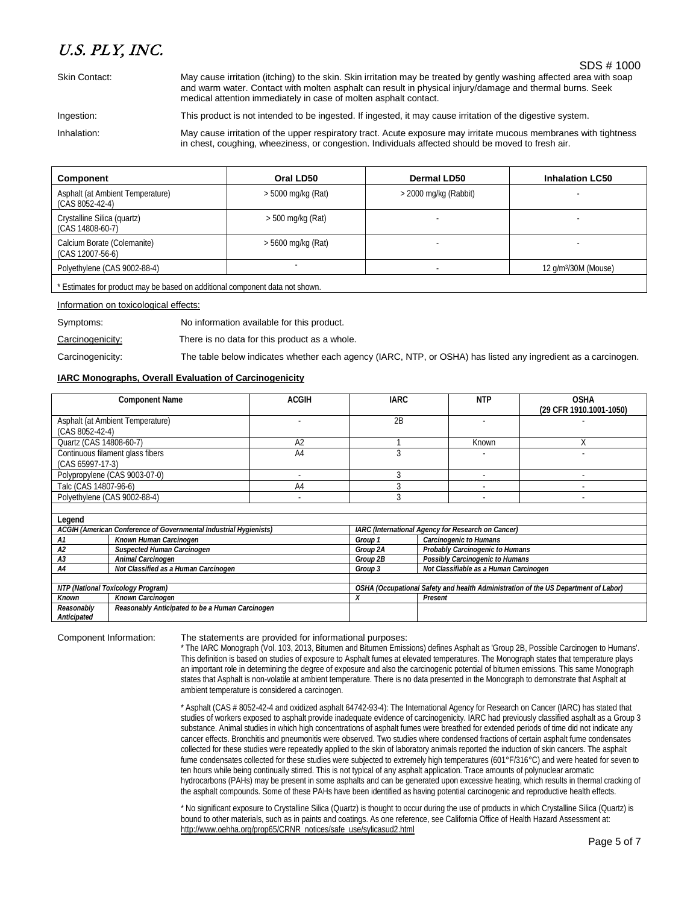| | |
|---|---|
| Skin Contact: | May cause irritation (itching) to the skin. Skin irritation may be treated by gently washing affected area with soap and warm water. Contact with molten asphalt can result in physical injury/damage and thermal burns. Seek medical attention immediately in case of molten asphalt contact. |
| Ingestion: | This product is not intended to be ingested. If ingested, it may cause irritation of the digestive system. |
| Inhalation: | May cause irritation of the upper respiratory tract. Acute exposure may irritate mucous membranes with tightness in chest, coughing, wheeziness, or congestion. Individuals affected should be moved to fresh air. |

| Component | Oral LD50 | Dermal LD50 | Inhalation LC50 |
|---|---|---|---|
| Asphalt (at Ambient Temperature) (CAS 8052-42-4) | > 5000 mg/kg (Rat) | > 2000 mg/kg (Rabbit) | - |
| Crystalline Silica (quartz) (CAS 14808-60-7) | > 500 mg/kg (Rat) | - | - |
| Calcium Borate (Colemanite) (CAS 12007-56-6) | > 5600 mg/kg (Rat) | - | - |
| Polyethylene (CAS 9002-88-4) | - | - | 12 g/m³/30M (Mouse) |

* Estimates for product may be based on additional component data not shown.

Information on toxicological effects:

Symptoms: No information available for this product.

Carcinogenicity: There is no data for this product as a whole.

Carcinogenicity: The table below indicates whether each agency (IARC, NTP, or OSHA) has listed any ingredient as a carcinogen.

**IARC Monographs, Overall Evaluation of Carcinogenicity**

| Component Name | ACGIH | IARC | NTP | OSHA (29 CFR 1910.1001-1050) |
|---|---|---|---|---|
| Asphalt (at Ambient Temperature) (CAS 8052-42-4) | - | 2B | - | - |
| Quartz (CAS 14808-60-7) | A2 | 1 | Known | X |
| Continuous filament glass fibers (CAS 65997-17-3) | A4 | 3 | - | - |
| Polypropylene (CAS 9003-07-0) | - | 3 | - | - |
| Talc (CAS 14807-96-6) | A4 | 3 | - | - |
| Polyethylene (CAS 9002-88-4) | - | 3 | - | - |

**Legend**

| ACGIH (American Conference of Governmental Industrial Hygienists) | | IARC (International Agency for Research on Cancer) | |
|---|---|---|---|
| A1 | Known Human Carcinogen | Group 1 | Carcinogenic to Humans |
| A2 | Suspected Human Carcinogen | Group 2A | Probably Carcinogenic to Humans |
| A3 | Animal Carcinogen | Group 2B | Possibly Carcinogenic to Humans |
| A4 | Not Classified as a Human Carcinogen | Group 3 | Not Classifiable as a Human Carcinogen |

| NTP (National Toxicology Program) | | OSHA (Occupational Safety and health Administration of the US Department of Labor) | |
|---|---|---|---|
| Known | Known Carcinogen | X | Present |
| Reasonably Anticipated | Reasonably Anticipated to be a Human Carcinogen | | |

Component Information: The statements are provided for informational purposes:

* The IARC Monograph (Vol. 103, 2013, Bitumen and Bitumen Emissions) defines Asphalt as 'Group 2B, Possible Carcinogen to Humans'. This definition is based on studies of exposure to Asphalt fumes at elevated temperatures. The Monograph states that temperature plays an important role in determining the degree of exposure and also the carcinogenic potential of bitumen emissions. This same Monograph states that Asphalt is non-volatile at ambient temperature. There is no data presented in the Monograph to demonstrate that Asphalt at ambient temperature is considered a carcinogen.

* Asphalt (CAS # 8052-42-4 and oxidized asphalt 64742-93-4): The International Agency for Research on Cancer (IARC) has stated that studies of workers exposed to asphalt provide inadequate evidence of carcinogenicity. IARC had previously classified asphalt as a Group 3 substance. Animal studies in which high concentrations of asphalt fumes were breathed for extended periods of time did not indicate any cancer effects. Bronchitis and pneumonitis were observed. Two studies where condensed fractions of certain asphalt fume condensates collected for these studies were repeatedly applied to the skin of laboratory animals reported the induction of skin cancers. The asphalt fume condensates collected for these studies were subjected to extremely high temperatures (601°F/316°C) and were heated for seven to ten hours while being continually stirred. This is not typical of any asphalt application. Trace amounts of polynuclear aromatic hydrocarbons (PAHs) may be present in some asphalts and can be generated upon excessive heating, which results in thermal cracking of the asphalt compounds. Some of these PAHs have been identified as having potential carcinogenic and reproductive health effects.

* No significant exposure to Crystalline Silica (Quartz) is thought to occur during the use of products in which Crystalline Silica (Quartz) is bound to other materials, such as in paints and coatings. As one reference, see California Office of Health Hazard Assessment at: http://www.oehha.org/prop65/CRNR_notices/safe_use/sylicasud2.html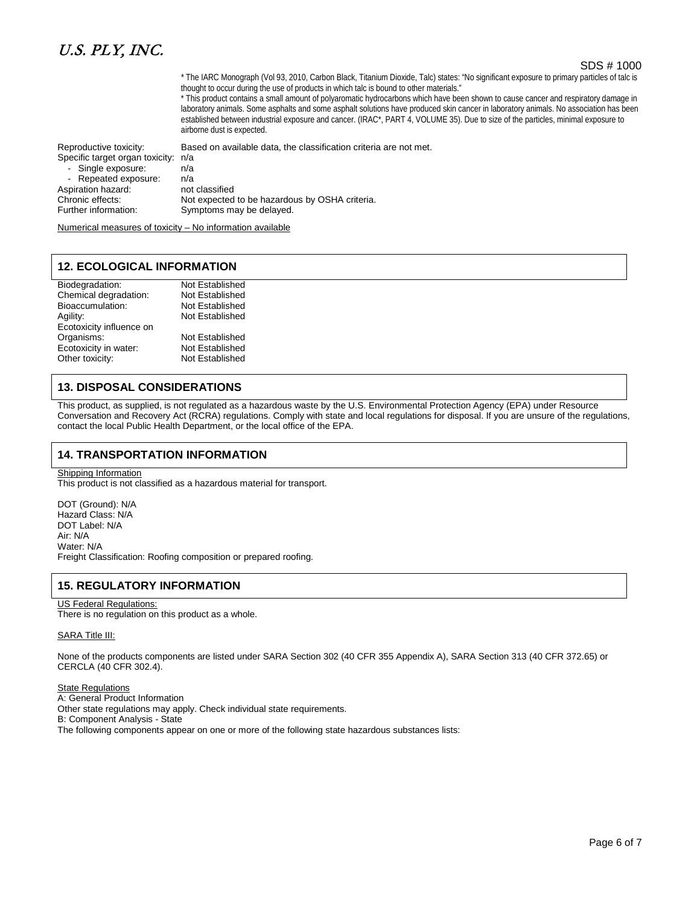\* The IARC Monograph (Vol 93, 2010, Carbon Black, Titanium Dioxide, Talc) states: "No significant exposure to primary particles of talc is thought to occur during the use of products in which talc is bound to other materials."

\* This product contains a small amount of polyaromatic hydrocarbons which have been shown to cause cancer and respiratory damage in laboratory animals. Some asphalts and some asphalt solutions have produced skin cancer in laboratory animals. No association has been established between industrial exposure and cancer. (IRAC\*, PART 4, VOLUME 35). Due to size of the particles, minimal exposure to airborne dust is expected.

Reproductive toxicity: Based on available data, the classification criteria are not met.
Specific target organ toxicity: n/a
- Single exposure: n/a
- Repeated exposure: n/a

Aspiration hazard: not classified
Chronic effects: Not expected to be hazardous by OSHA criteria.
Further information: Symptoms may be delayed.

Numerical measures of toxicity – No information available

## 12. ECOLOGICAL INFORMATION

| | |
|---|---|
| Biodegradation: | Not Established |
| Chemical degradation: | Not Established |
| Bioaccumulation: | Not Established |
| Agility: | Not Established |
| Ecotoxicity influence on Organisms: | Not Established |
| Ecotoxicity in water: | Not Established |
| Other toxicity: | Not Established |

## 13. DISPOSAL CONSIDERATIONS

This product, as supplied, is not regulated as a hazardous waste by the U.S. Environmental Protection Agency (EPA) under Resource Conversation and Recovery Act (RCRA) regulations. Comply with state and local regulations for disposal. If you are unsure of the regulations, contact the local Public Health Department, or the local office of the EPA.

## 14. TRANSPORTATION INFORMATION

Shipping Information
This product is not classified as a hazardous material for transport.

DOT (Ground): N/A
Hazard Class: N/A
DOT Label: N/A
Air: N/A
Water: N/A
Freight Classification: Roofing composition or prepared roofing.

## 15. REGULATORY INFORMATION

US Federal Regulations:
There is no regulation on this product as a whole.

SARA Title III:

None of the products components are listed under SARA Section 302 (40 CFR 355 Appendix A), SARA Section 313 (40 CFR 372.65) or CERCLA (40 CFR 302.4).

State Regulations
A: General Product Information
Other state regulations may apply. Check individual state requirements.
B: Component Analysis - State
The following components appear on one or more of the following state hazardous substances lists: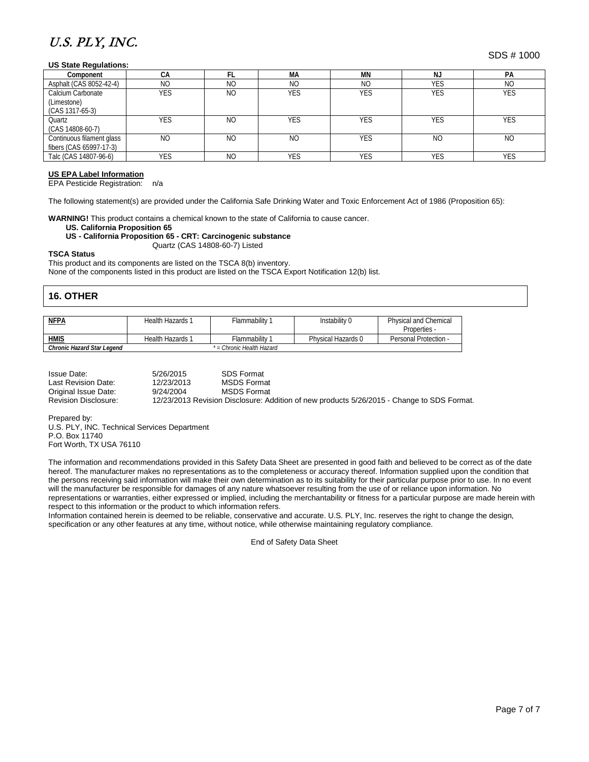**US State Regulations:**

| Component | CA | FL | MA | MN | NJ | PA |
|---|---|---|---|---|---|---|
| Asphalt (CAS 8052-42-4) | NO | NO | NO | NO | YES | NO |
| Calcium Carbonate (Limestone) (CAS 1317-65-3) | YES | NO | YES | YES | YES | YES |
| Quartz (CAS 14808-60-7) | YES | NO | YES | YES | YES | YES |
| Continuous filament glass fibers (CAS 65997-17-3) | NO | NO | NO | YES | NO | NO |
| Talc (CAS 14807-96-6) | YES | NO | YES | YES | YES | YES |

**US EPA Label Information**

EPA Pesticide Registration: n/a

The following statement(s) are provided under the California Safe Drinking Water and Toxic Enforcement Act of 1986 (Proposition 65):

**WARNING!** This product contains a chemical known to the state of California to cause cancer.

**US. California Proposition 65**

**US - California Proposition 65 - CRT: Carcinogenic substance**

Quartz (CAS 14808-60-7) Listed

**TSCA Status**

This product and its components are listed on the TSCA 8(b) inventory.
None of the components listed in this product are listed on the TSCA Export Notification 12(b) list.

## 16. OTHER

| NFPA | Health Hazards 1 | Flammability 1 | Instability 0 | Physical and Chemical Properties - |
|---|---|---|---|---|
| HMIS | Health Hazards 1 | Flammability 1 | Physical Hazards 0 | Personal Protection - |
| *Chronic Hazard Star Legend* | *\* = Chronic Health Hazard* | | | |

Issue Date: 5/26/2015 SDS Format
Last Revision Date: 12/23/2013 MSDS Format
Original Issue Date: 9/24/2004 MSDS Format
Revision Disclosure: 12/23/2013 Revision Disclosure: Addition of new products 5/26/2015 - Change to SDS Format.

Prepared by:
U.S. PLY, INC. Technical Services Department
P.O. Box 11740
Fort Worth, TX USA 76110

The information and recommendations provided in this Safety Data Sheet are presented in good faith and believed to be correct as of the date hereof. The manufacturer makes no representations as to the completeness or accuracy thereof. Information supplied upon the condition that the persons receiving said information will make their own determination as to its suitability for their particular purpose prior to use. In no event will the manufacturer be responsible for damages of any nature whatsoever resulting from the use of or reliance upon information. No representations or warranties, either expressed or implied, including the merchantability or fitness for a particular purpose are made herein with respect to this information or the product to which information refers.
Information contained herein is deemed to be reliable, conservative and accurate. U.S. PLY, Inc. reserves the right to change the design, specification or any other features at any time, without notice, while otherwise maintaining regulatory compliance.

End of Safety Data Sheet